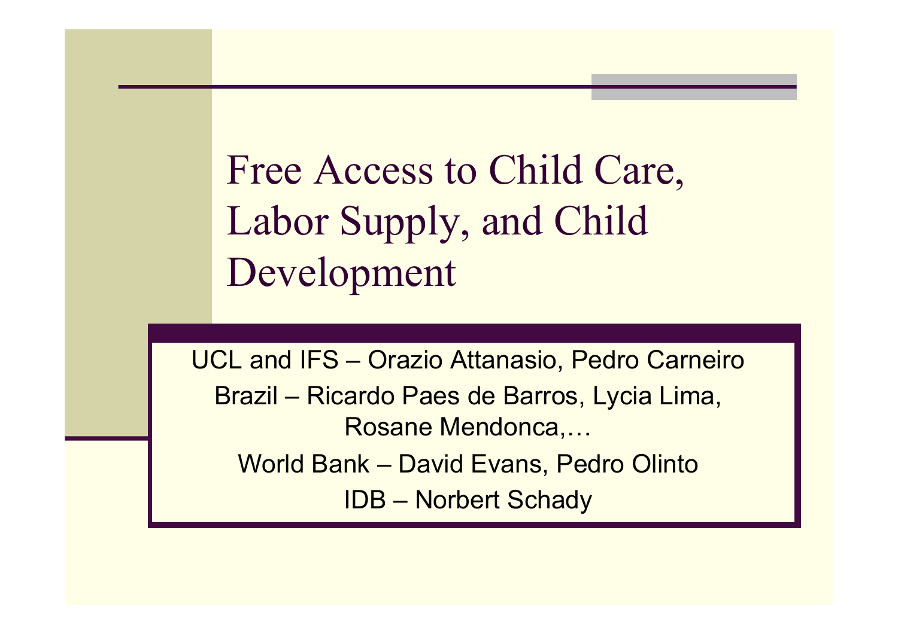# Free Access to Child Care, Labor Supply, and Child Development

UCL and IFS – Orazio Attanasio, Pedro Carneiro

Brazil – Ricardo Paes de Barros, Lycia Lima, Rosane Mendonca,…

World Bank – David Evans, Pedro Olinto

IDB – Norbert Schady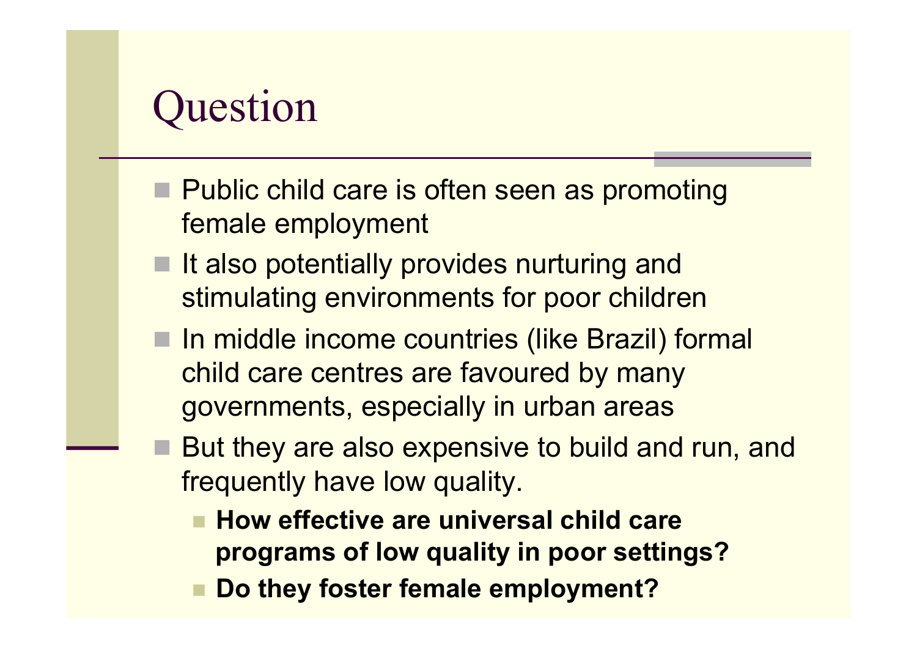# Question

- Public child care is often seen as promoting female employment
- It also potentially provides nurturing and stimulating environments for poor children
- In middle income countries (like Brazil) formal child care centres are favoured by many governments, especially in urban areas
- But they are also expensive to build and run, and frequently have low quality.
  - **How effective are universal child care programs of low quality in poor settings?**
  - **Do they foster female employment?**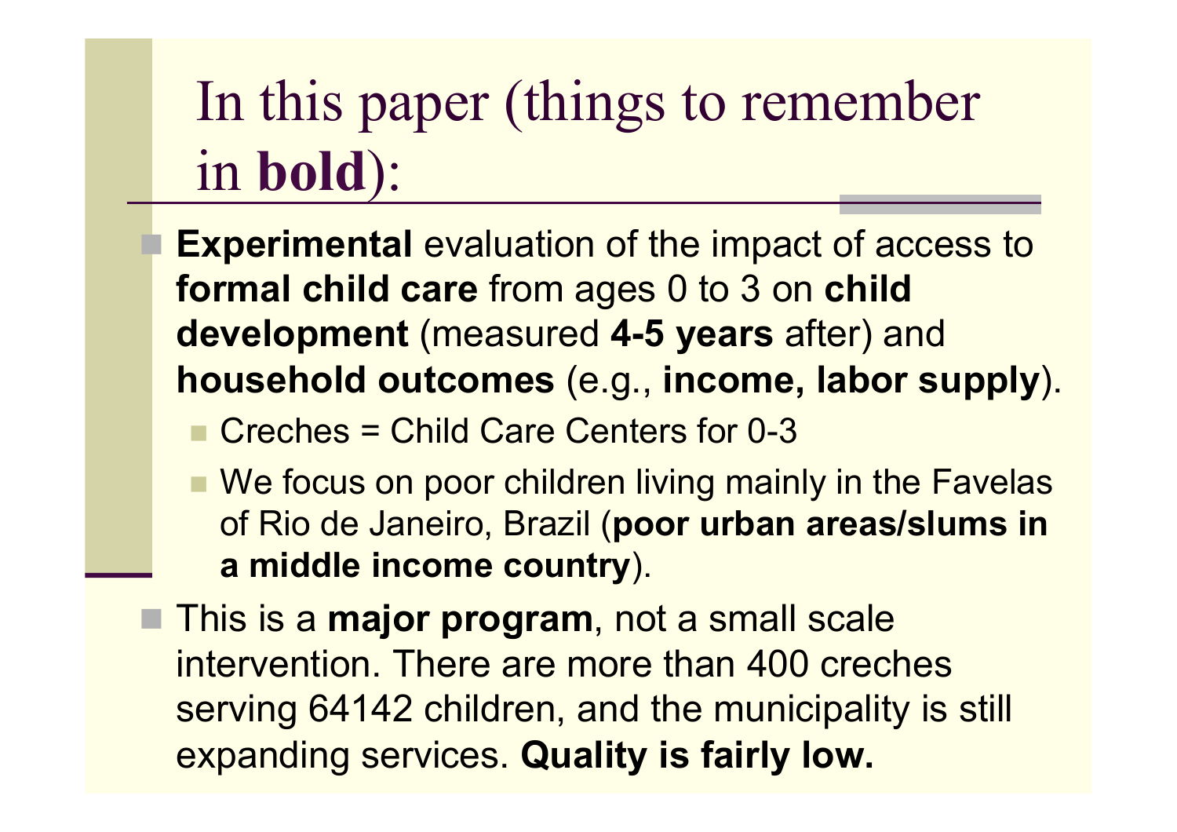# In this paper (things to remember in **bold**):

- **Experimental** evaluation of the impact of access to **formal child care** from ages 0 to 3 on **child development** (measured **4-5 years** after) and **household outcomes** (e.g., **income, labor supply**).
  - Creches = Child Care Centers for 0-3
  - We focus on poor children living mainly in the Favelas of Rio de Janeiro, Brazil (**poor urban areas/slums in a middle income country**).
- This is a **major program**, not a small scale intervention. There are more than 400 creches serving 64142 children, and the municipality is still expanding services. **Quality is fairly low.**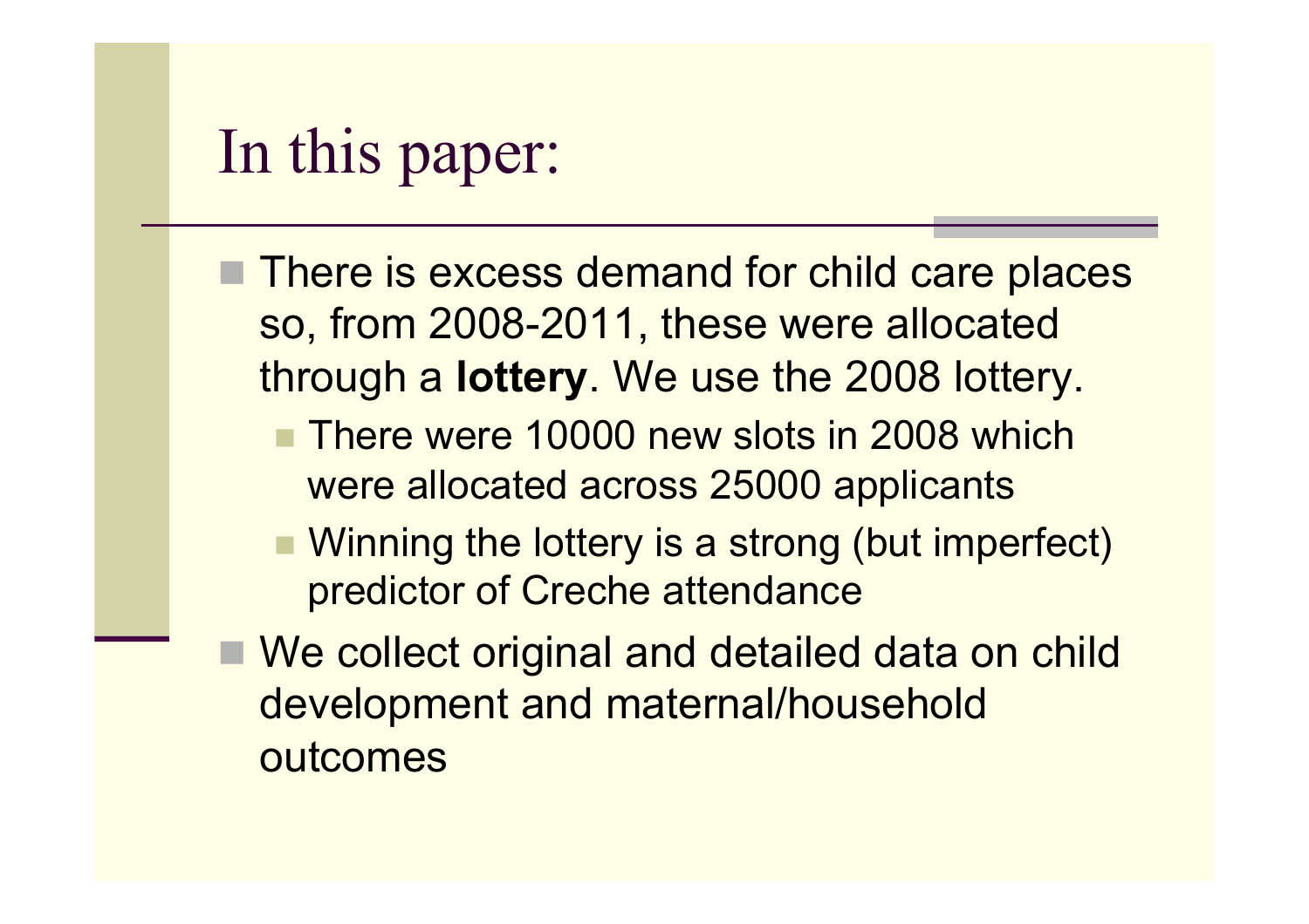# In this paper:

- There is excess demand for child care places so, from 2008-2011, these were allocated through a **lottery**. We use the 2008 lottery.
  - There were 10000 new slots in 2008 which were allocated across 25000 applicants
  - Winning the lottery is a strong (but imperfect) predictor of Creche attendance
- We collect original and detailed data on child development and maternal/household outcomes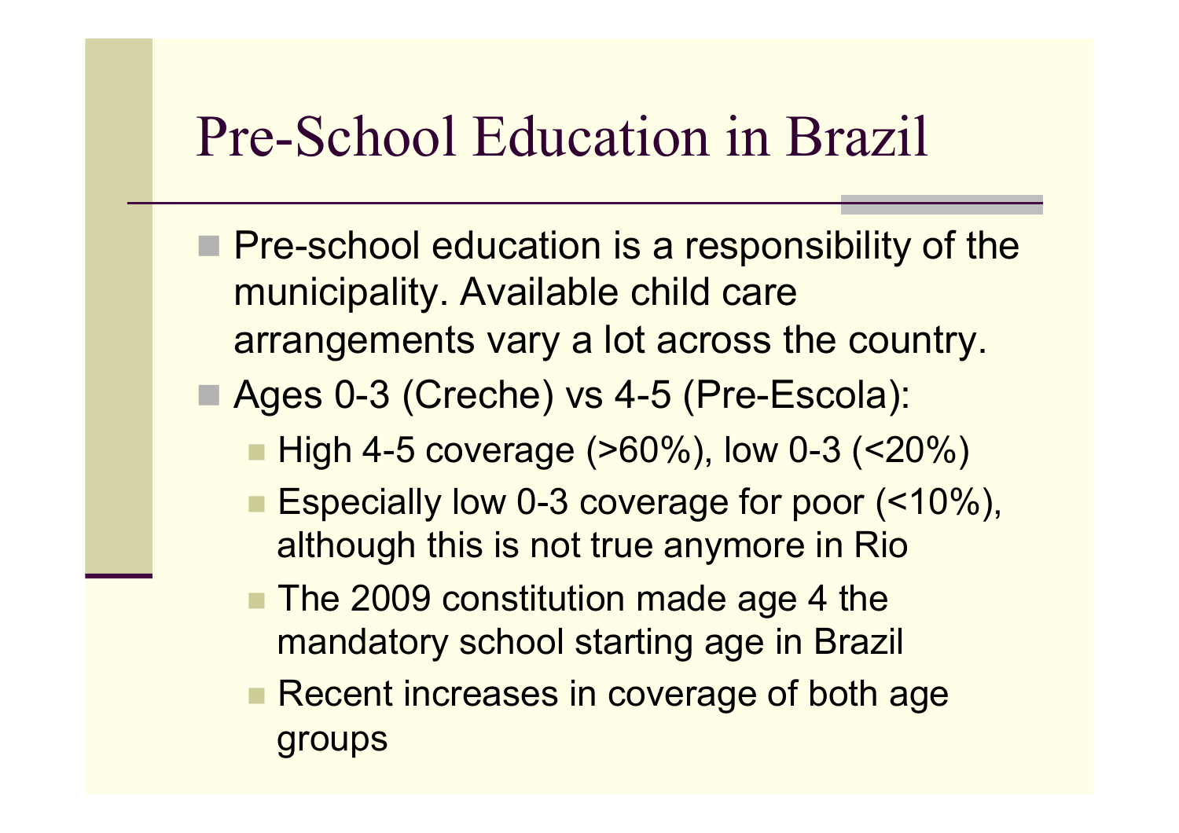# Pre-School Education in Brazil

- Pre-school education is a responsibility of the municipality. Available child care arrangements vary a lot across the country.
- Ages 0-3 (Creche) vs 4-5 (Pre-Escola):
  - High 4-5 coverage (>60%), low 0-3 (<20%)
  - Especially low 0-3 coverage for poor (<10%), although this is not true anymore in Rio
  - The 2009 constitution made age 4 the mandatory school starting age in Brazil
  - Recent increases in coverage of both age groups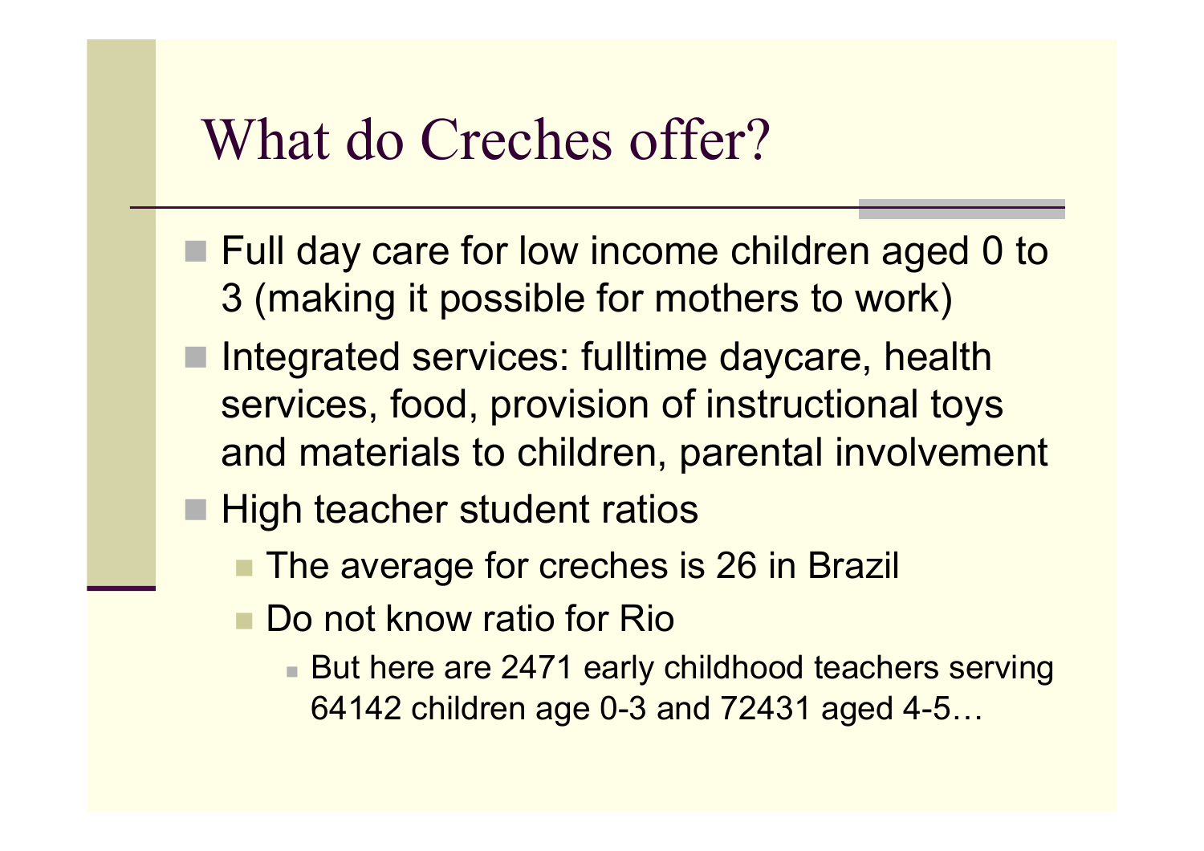# What do Creches offer?

- Full day care for low income children aged 0 to 3 (making it possible for mothers to work)
- Integrated services: fulltime daycare, health services, food, provision of instructional toys and materials to children, parental involvement
- High teacher student ratios
  - The average for creches is 26 in Brazil
  - Do not know ratio for Rio
    - But here are 2471 early childhood teachers serving 64142 children age 0-3 and 72431 aged 4-5…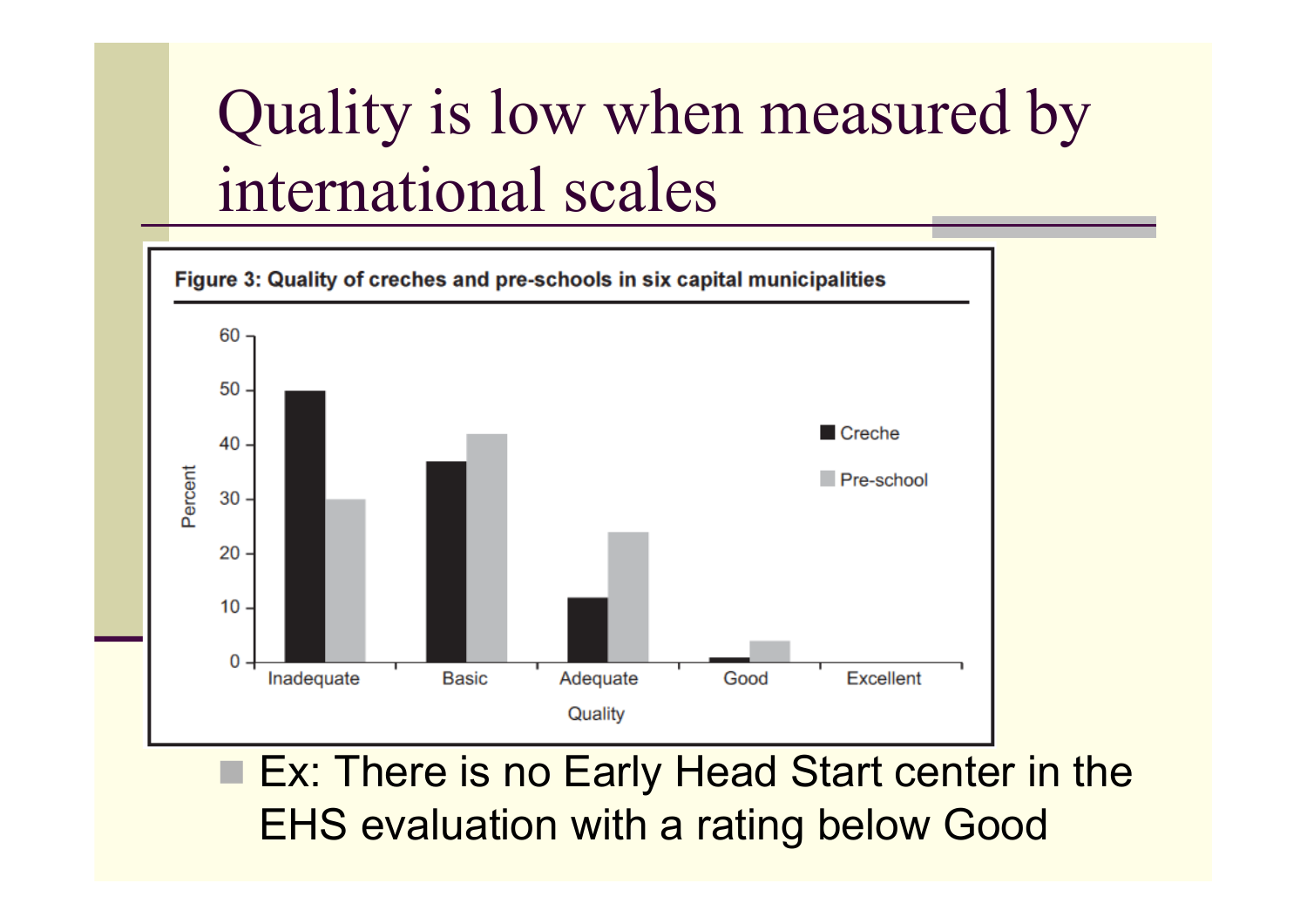# Quality is low when measured by international scales

**Figure 3: Quality of creches and pre-schools in six capital municipalities**

| Quality | Creche (%) | Pre-school (%) |
|---|---|---|
| Inadequate | 50 | 30 |
| Basic | 37 | 42 |
| Adequate | 12 | 24 |
| Good | 1 | 4 |
| Excellent | 0 | 0 |

- Ex: There is no Early Head Start center in the EHS evaluation with a rating below Good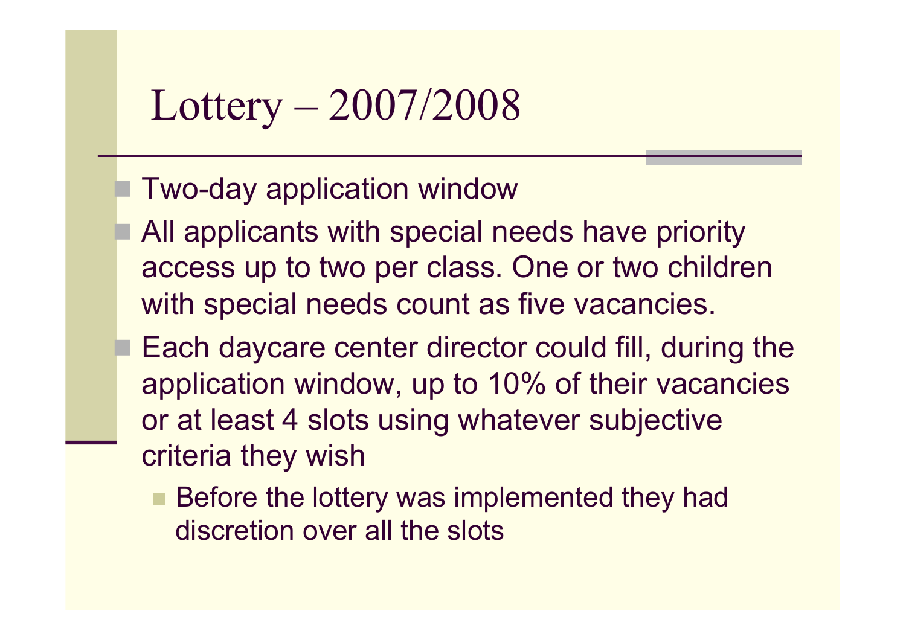# Lottery – 2007/2008

- Two-day application window
- All applicants with special needs have priority access up to two per class. One or two children with special needs count as five vacancies.
- Each daycare center director could fill, during the application window, up to 10% of their vacancies or at least 4 slots using whatever subjective criteria they wish
  - Before the lottery was implemented they had discretion over all the slots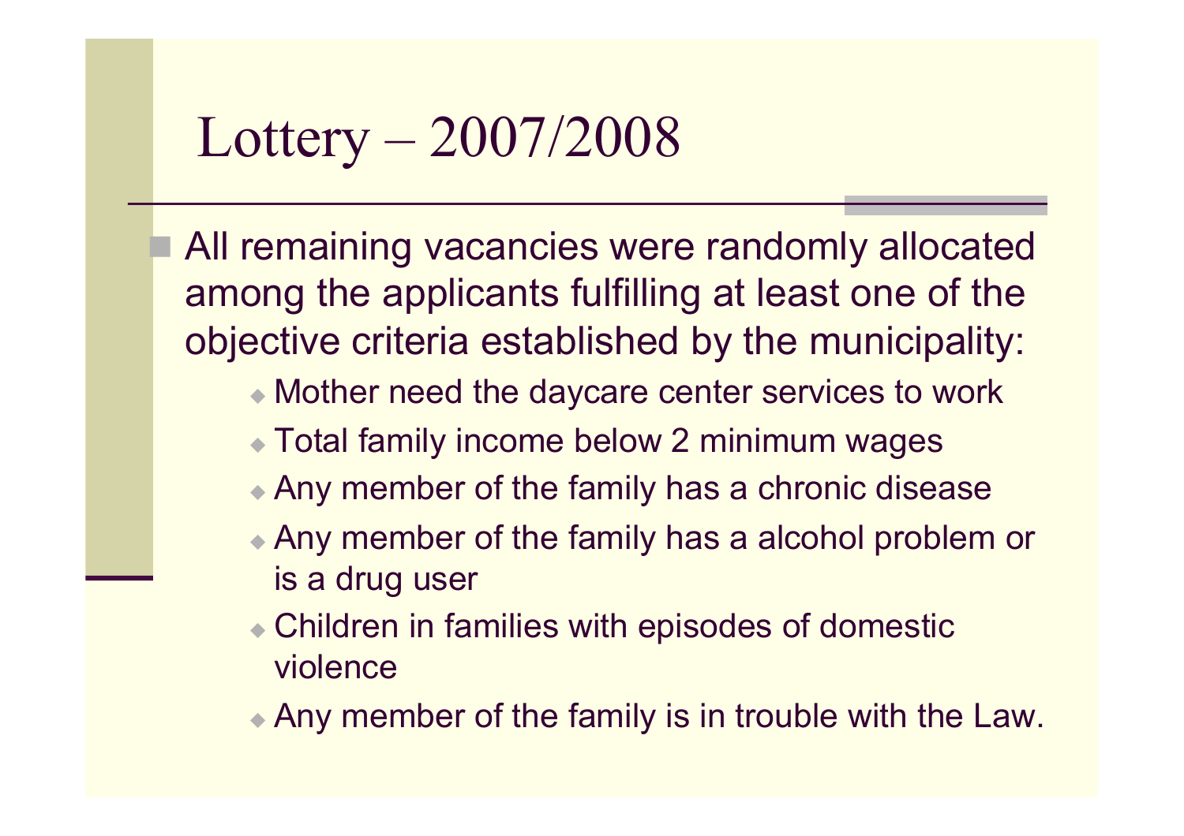# Lottery – 2007/2008

- All remaining vacancies were randomly allocated among the applicants fulfilling at least one of the objective criteria established by the municipality:
  - Mother need the daycare center services to work
  - Total family income below 2 minimum wages
  - Any member of the family has a chronic disease
  - Any member of the family has a alcohol problem or is a drug user
  - Children in families with episodes of domestic violence
  - Any member of the family is in trouble with the Law.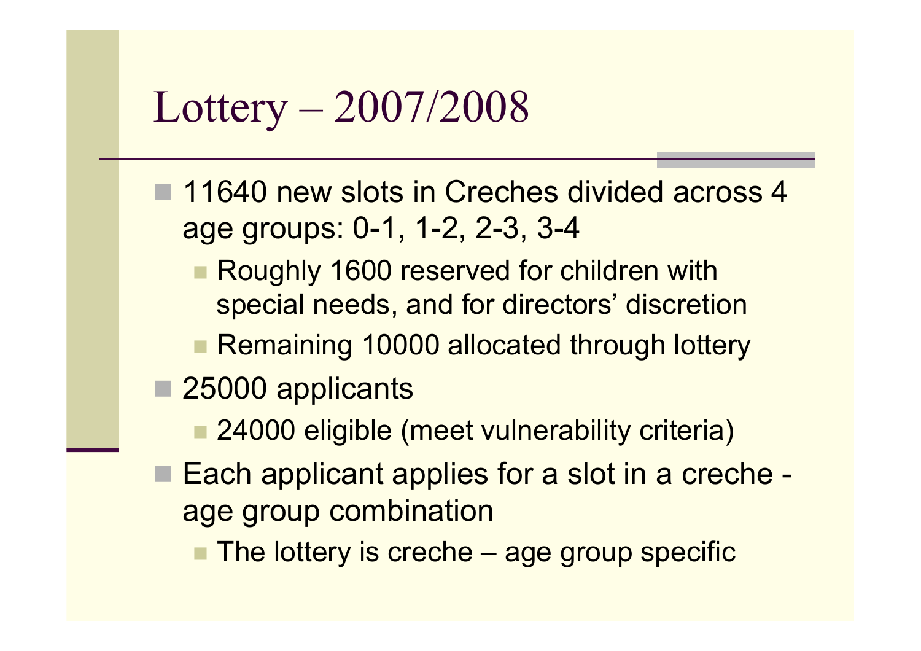# Lottery – 2007/2008

- 11640 new slots in Creches divided across 4 age groups: 0-1, 1-2, 2-3, 3-4
  - Roughly 1600 reserved for children with special needs, and for directors' discretion
  - Remaining 10000 allocated through lottery
- 25000 applicants
  - 24000 eligible (meet vulnerability criteria)
- Each applicant applies for a slot in a creche - age group combination
  - The lottery is creche – age group specific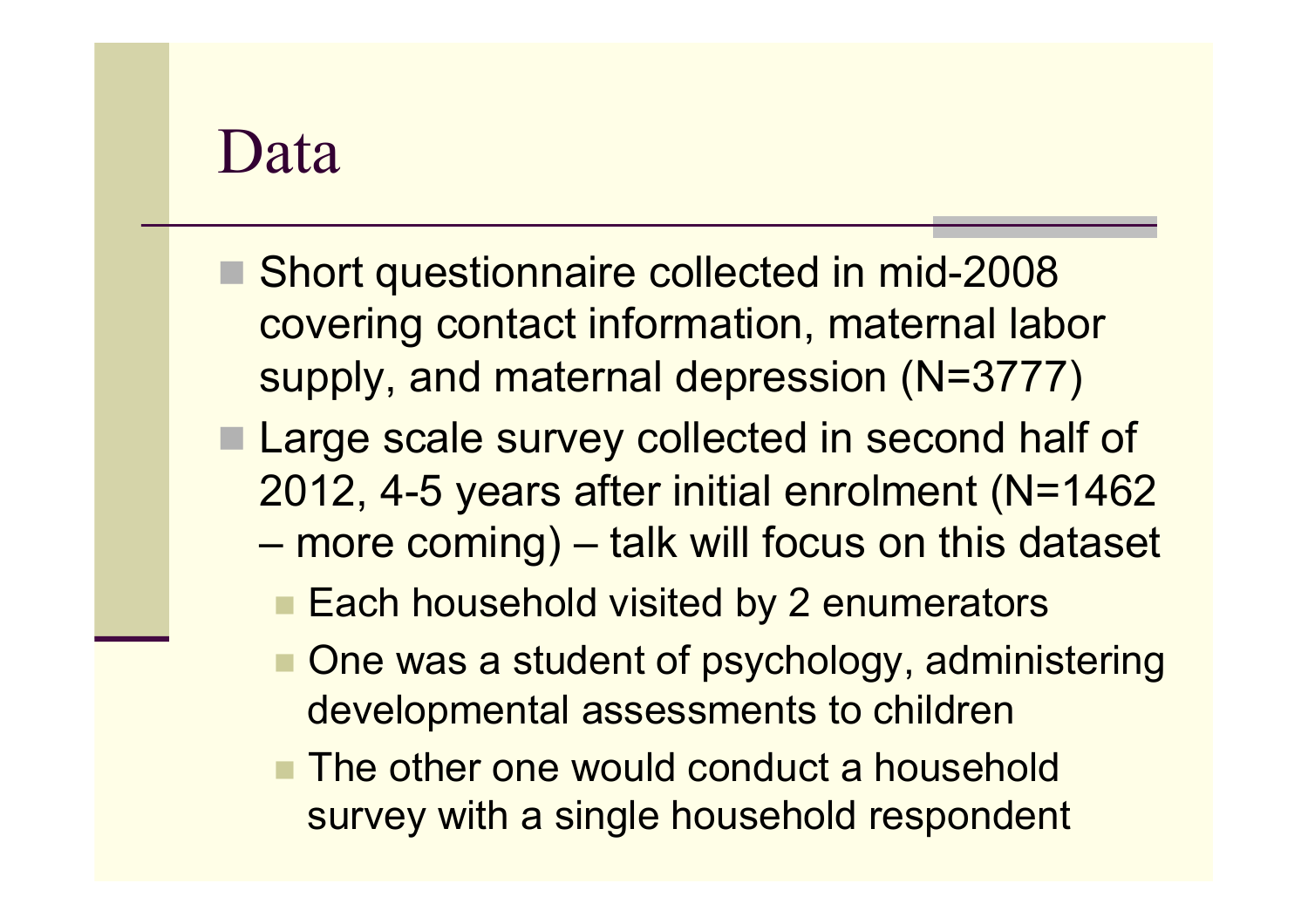# Data

- Short questionnaire collected in mid-2008 covering contact information, maternal labor supply, and maternal depression (N=3777)
- Large scale survey collected in second half of 2012, 4-5 years after initial enrolment (N=1462 – more coming) – talk will focus on this dataset
  - Each household visited by 2 enumerators
  - One was a student of psychology, administering developmental assessments to children
  - The other one would conduct a household survey with a single household respondent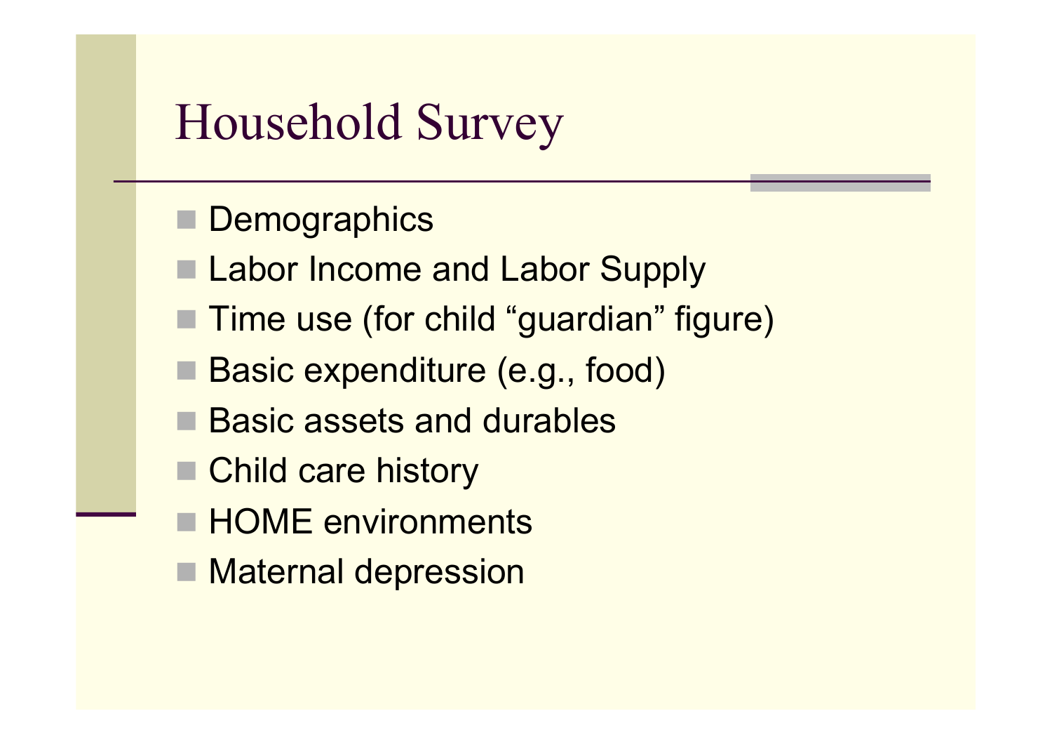# Household Survey

- Demographics
- Labor Income and Labor Supply
- Time use (for child “guardian” figure)
- Basic expenditure (e.g., food)
- Basic assets and durables
- Child care history
- HOME environments
- Maternal depression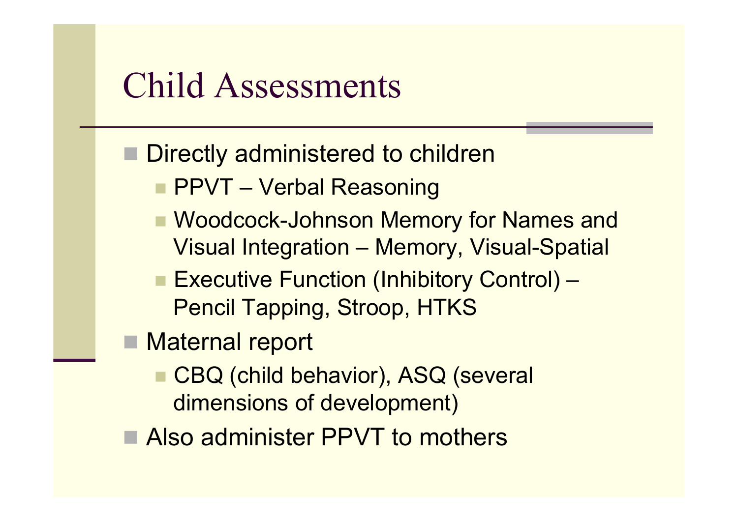# Child Assessments

- Directly administered to children
  - PPVT – Verbal Reasoning
  - Woodcock-Johnson Memory for Names and Visual Integration – Memory, Visual-Spatial
  - Executive Function (Inhibitory Control) – Pencil Tapping, Stroop, HTKS
- Maternal report
  - CBQ (child behavior), ASQ (several dimensions of development)
- Also administer PPVT to mothers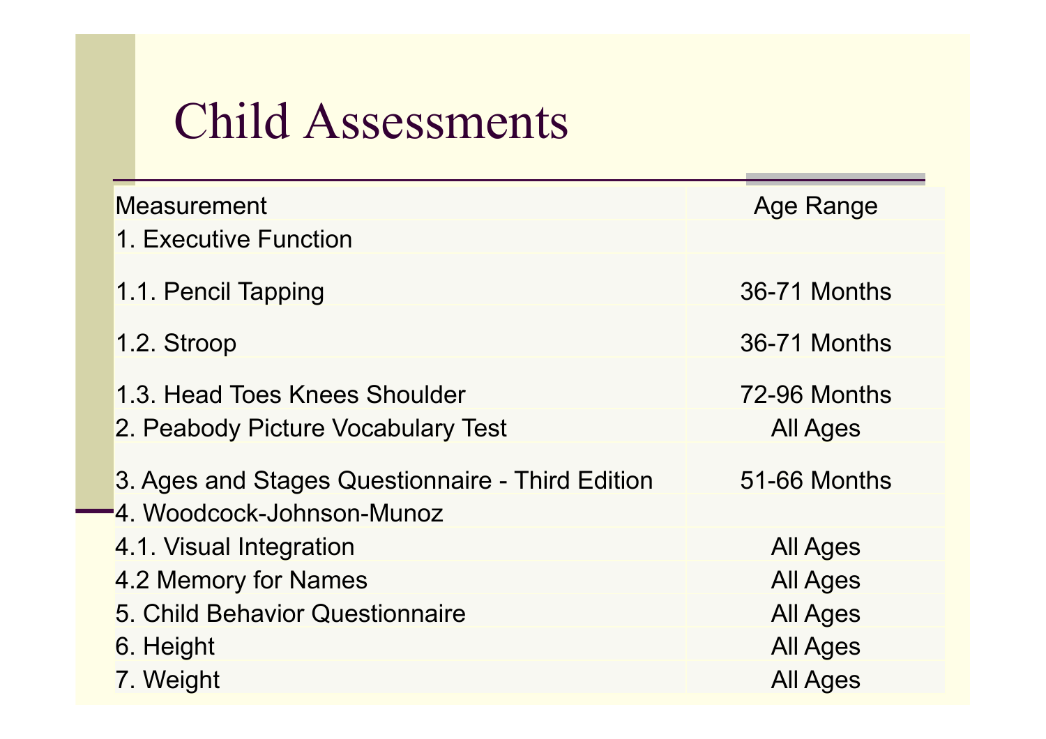# Child Assessments

| Measurement | Age Range |
|---|---|
| 1. Executive Function | |
| 1.1. Pencil Tapping | 36-71 Months |
| 1.2. Stroop | 36-71 Months |
| 1.3. Head Toes Knees Shoulder | 72-96 Months |
| 2. Peabody Picture Vocabulary Test | All Ages |
| 3. Ages and Stages Questionnaire - Third Edition | 51-66 Months |
| 4. Woodcock-Johnson-Munoz | |
| 4.1. Visual Integration | All Ages |
| 4.2 Memory for Names | All Ages |
| 5. Child Behavior Questionnaire | All Ages |
| 6. Height | All Ages |
| 7. Weight | All Ages |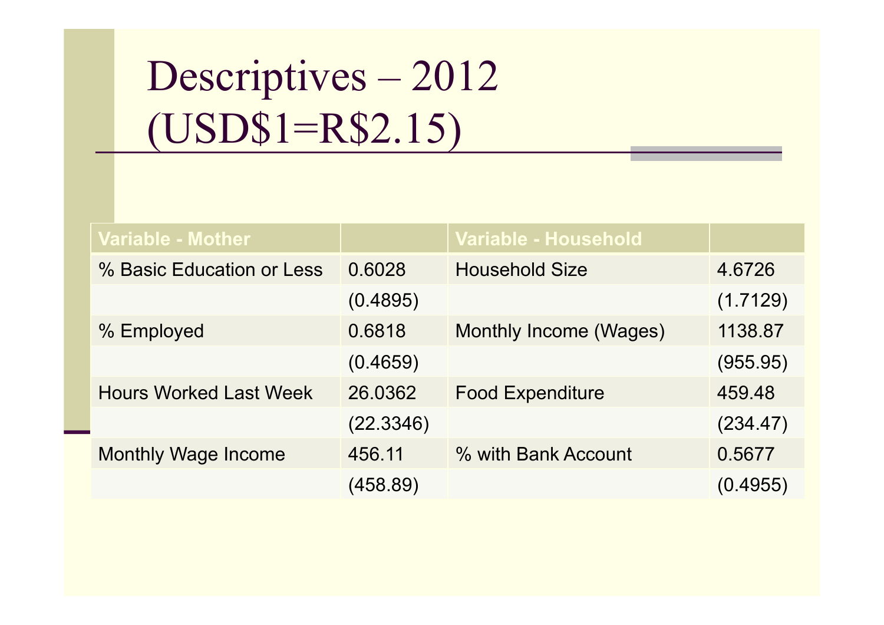# Descriptives – 2012 (USD$1=R$2.15)

| Variable - Mother | | Variable - Household | |
|---|---|---|---|
| % Basic Education or Less | 0.6028 | Household Size | 4.6726 |
| | (0.4895) | | (1.7129) |
| % Employed | 0.6818 | Monthly Income (Wages) | 1138.87 |
| | (0.4659) | | (955.95) |
| Hours Worked Last Week | 26.0362 | Food Expenditure | 459.48 |
| | (22.3346) | | (234.47) |
| Monthly Wage Income | 456.11 | % with Bank Account | 0.5677 |
| | (458.89) | | (0.4955) |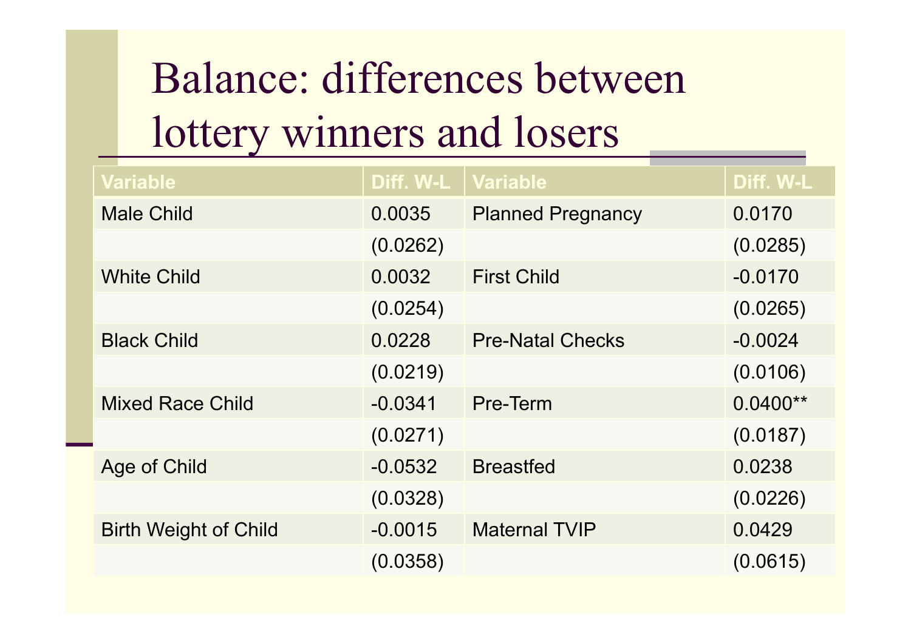# Balance: differences between lottery winners and losers

| Variable | Diff. W-L | Variable | Diff. W-L |
|---|---|---|---|
| Male Child | 0.0035 | Planned Pregnancy | 0.0170 |
| | (0.0262) | | (0.0285) |
| White Child | 0.0032 | First Child | -0.0170 |
| | (0.0254) | | (0.0265) |
| Black Child | 0.0228 | Pre-Natal Checks | -0.0024 |
| | (0.0219) | | (0.0106) |
| Mixed Race Child | -0.0341 | Pre-Term | 0.0400** |
| | (0.0271) | | (0.0187) |
| Age of Child | -0.0532 | Breastfed | 0.0238 |
| | (0.0328) | | (0.0226) |
| Birth Weight of Child | -0.0015 | Maternal TVIP | 0.0429 |
| | (0.0358) | | (0.0615) |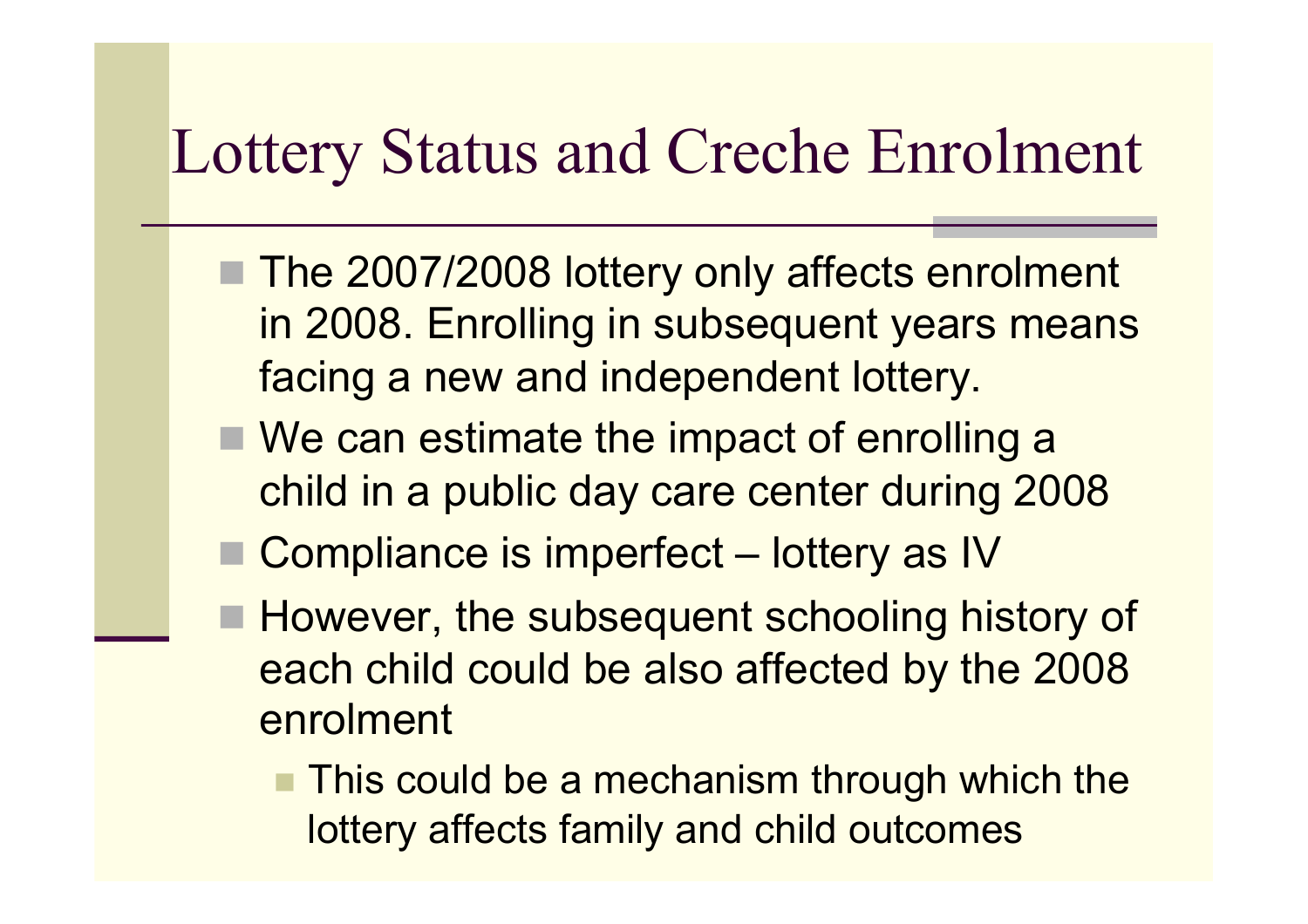# Lottery Status and Creche Enrolment

- The 2007/2008 lottery only affects enrolment in 2008. Enrolling in subsequent years means facing a new and independent lottery.
- We can estimate the impact of enrolling a child in a public day care center during 2008
- Compliance is imperfect – lottery as IV
- However, the subsequent schooling history of each child could be also affected by the 2008 enrolment
  - This could be a mechanism through which the lottery affects family and child outcomes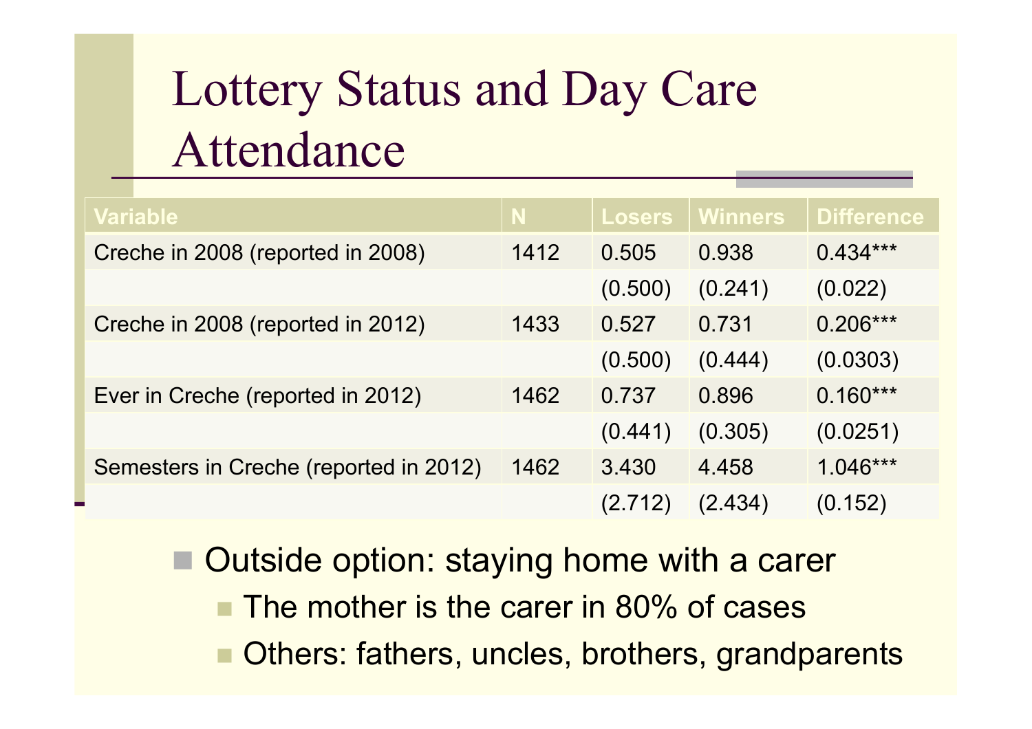# Lottery Status and Day Care Attendance

| Variable | N | Losers | Winners | Difference |
|---|---|---|---|---|
| Creche in 2008 (reported in 2008) | 1412 | 0.505 | 0.938 | 0.434*** |
| | | (0.500) | (0.241) | (0.022) |
| Creche in 2008 (reported in 2012) | 1433 | 0.527 | 0.731 | 0.206*** |
| | | (0.500) | (0.444) | (0.0303) |
| Ever in Creche (reported in 2012) | 1462 | 0.737 | 0.896 | 0.160*** |
| | | (0.441) | (0.305) | (0.0251) |
| Semesters in Creche (reported in 2012) | 1462 | 3.430 | 4.458 | 1.046*** |
| | | (2.712) | (2.434) | (0.152) |

- Outside option: staying home with a carer
  - The mother is the carer in 80% of cases
  - Others: fathers, uncles, brothers, grandparents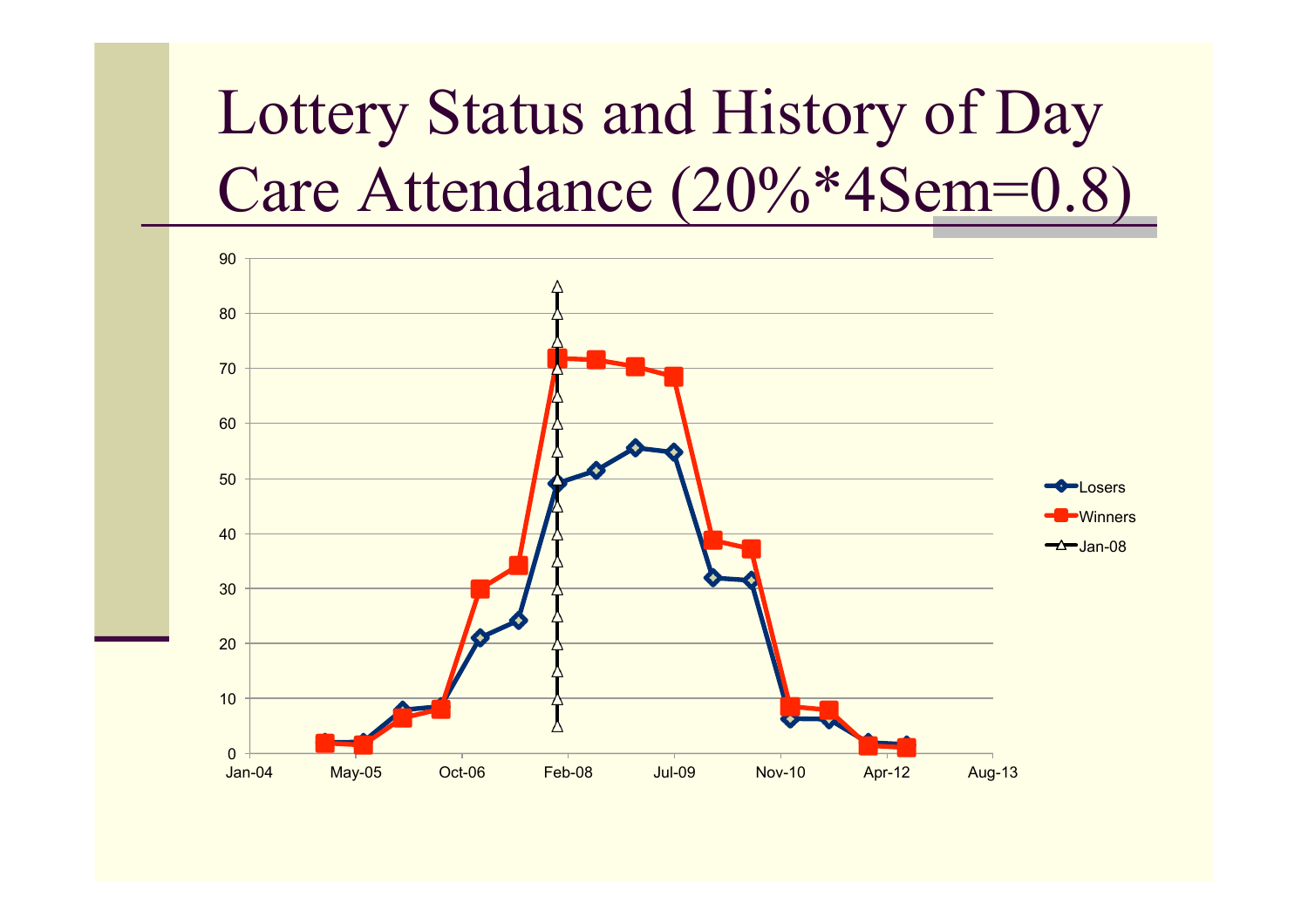# Lottery Status and History of Day Care Attendance (20%*4Sem=0.8)

| Date | Losers | Winners |
|---|---|---|
| ~Jan-05 | 2 | 2 |
| ~May-05 | 2 | 1.5 |
| ~Dec-05 | 8 | 6.5 |
| ~Jun-06 | 8.5 | 8 |
| ~Jan-07 | 21 | 30 |
| ~Jul-07 | 24 | 34 |
| ~Jan-08 | 49 | 72 |
| ~Jul-08 | 51.5 | 71.5 |
| ~Jan-09 | 55.5 | 70.5 |
| ~Jul-09 | 55 | 68.5 |
| ~Jan-10 | 32 | 39 |
| ~Jul-10 | 31.5 | 37 |
| ~Dec-10 | 6 | 8.5 |
| ~Jul-11 | 6 | 8 |
| ~Jan-12 | 2 | 1.5 |
| ~Jul-12 | 1.5 | 1 |

Vertical reference line: Jan-08

X-axis: Jan-04, May-05, Oct-06, Feb-08, Jul-09, Nov-10, Apr-12, Aug-13. Y-axis: 0–90.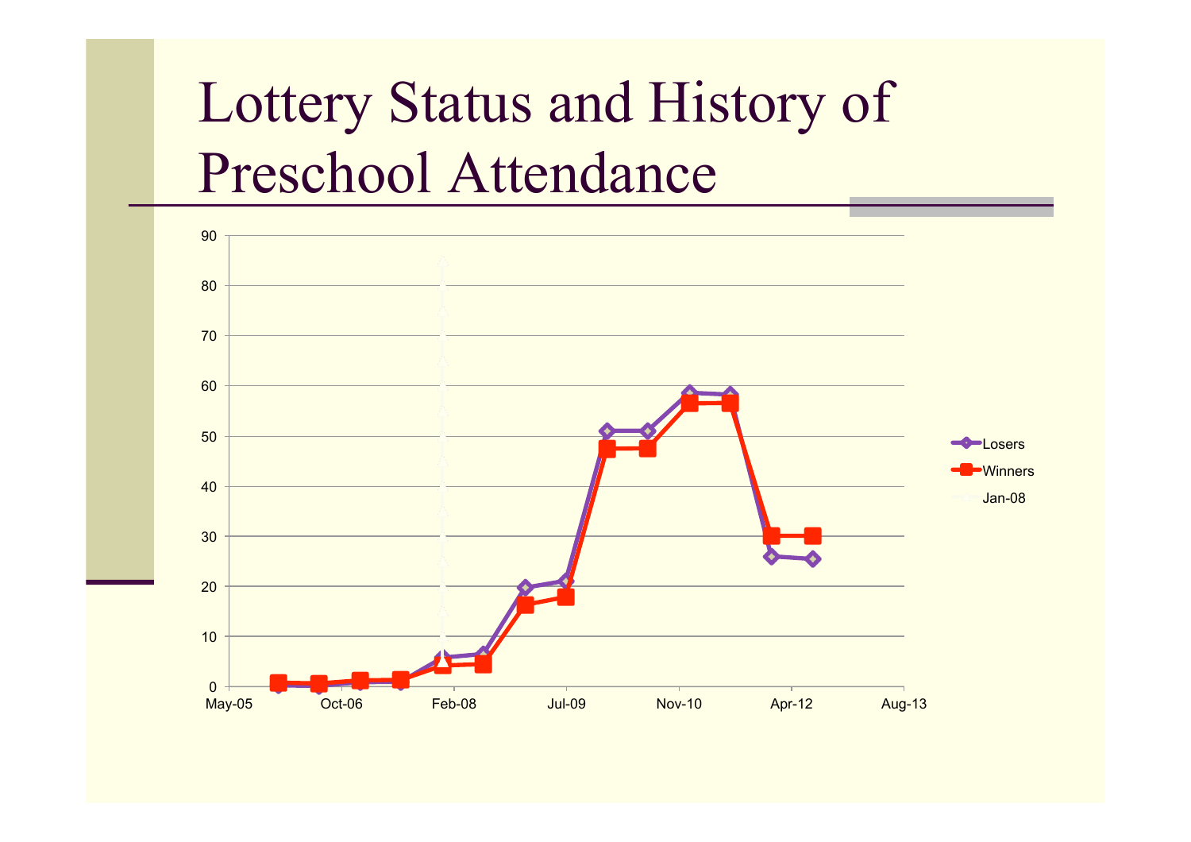# Lottery Status and History of Preschool Attendance

90
80
70
60
50
40
30
20
10
0

May-05 Oct-06 Feb-08 Jul-09 Nov-10 Apr-12 Aug-13

Losers
Winners
Jan-08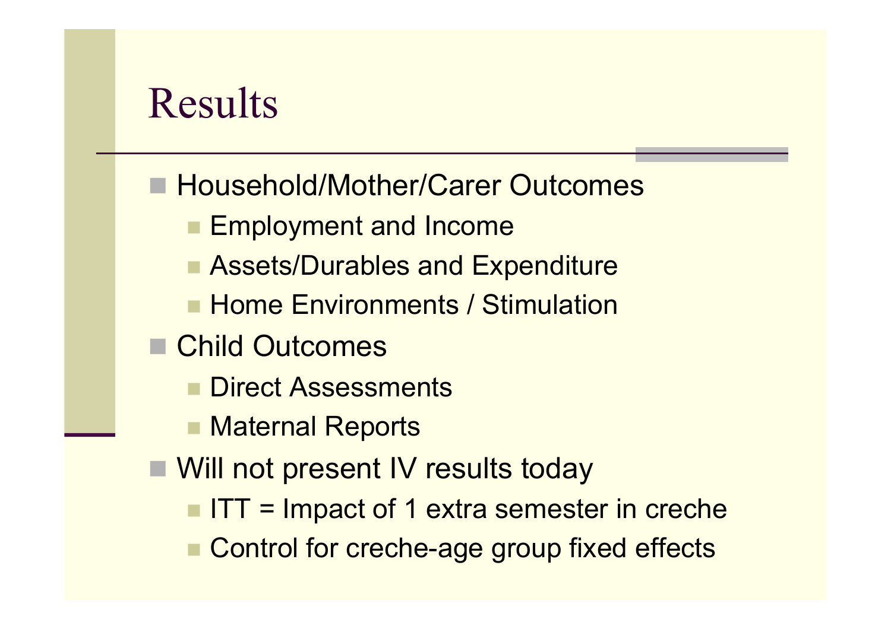# Results

- Household/Mother/Carer Outcomes
  - Employment and Income
  - Assets/Durables and Expenditure
  - Home Environments / Stimulation
- Child Outcomes
  - Direct Assessments
  - Maternal Reports
- Will not present IV results today
  - ITT = Impact of 1 extra semester in creche
  - Control for creche-age group fixed effects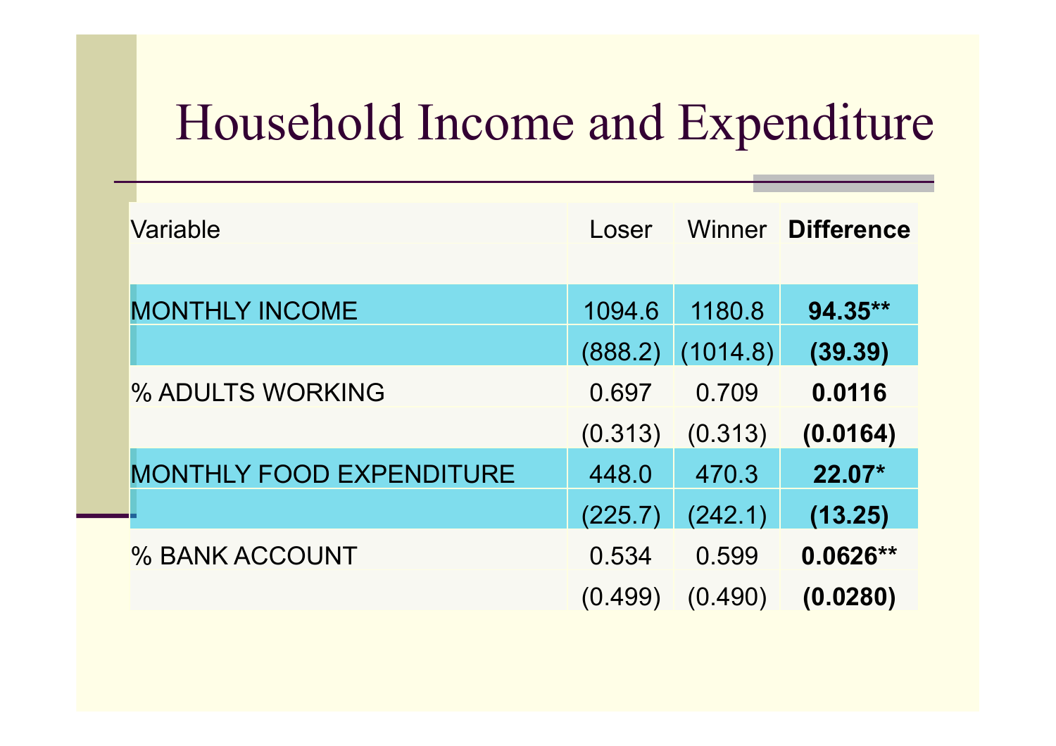# Household Income and Expenditure

| Variable | Loser | Winner | **Difference** |
|---|---|---|---|
| MONTHLY INCOME | 1094.6 | 1180.8 | **94.35\*\*** |
| | (888.2) | (1014.8) | **(39.39)** |
| % ADULTS WORKING | 0.697 | 0.709 | **0.0116** |
| | (0.313) | (0.313) | **(0.0164)** |
| MONTHLY FOOD EXPENDITURE | 448.0 | 470.3 | **22.07\*** |
| | (225.7) | (242.1) | **(13.25)** |
| % BANK ACCOUNT | 0.534 | 0.599 | **0.0626\*\*** |
| | (0.499) | (0.490) | **(0.0280)** |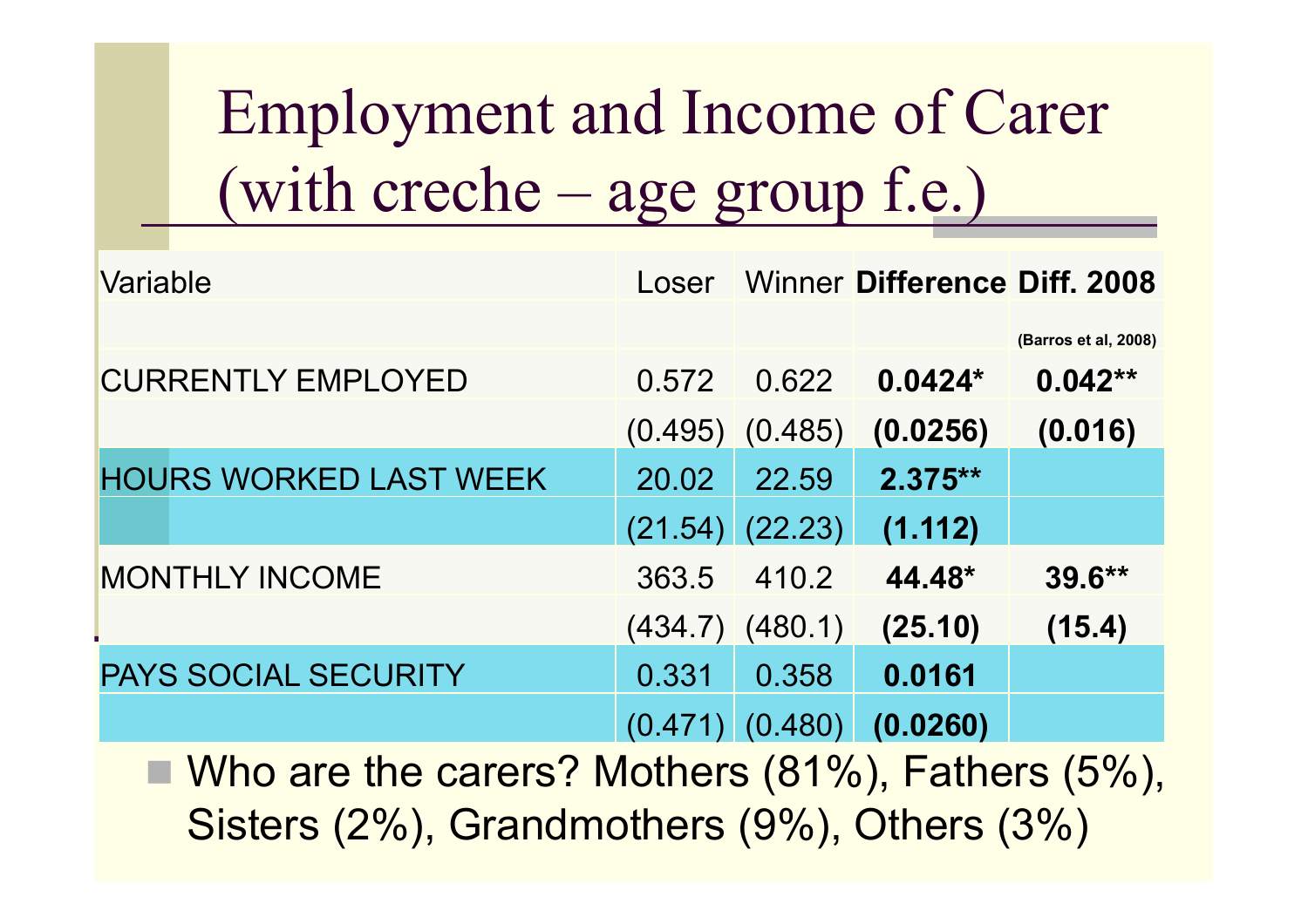# Employment and Income of Carer (with creche – age group f.e.)

| Variable | Loser | Winner | **Difference** | **Diff. 2008** |
|---|---|---|---|---|
| | | | | **(Barros et al, 2008)** |
| CURRENTLY EMPLOYED | 0.572 | 0.622 | **0.0424*** | **0.042**** |
| | (0.495) | (0.485) | **(0.0256)** | **(0.016)** |
| HOURS WORKED LAST WEEK | 20.02 | 22.59 | **2.375**** | |
| | (21.54) | (22.23) | **(1.112)** | |
| MONTHLY INCOME | 363.5 | 410.2 | **44.48*** | **39.6**** |
| | (434.7) | (480.1) | **(25.10)** | **(15.4)** |
| PAYS SOCIAL SECURITY | 0.331 | 0.358 | **0.0161** | |
| | (0.471) | (0.480) | **(0.0260)** | |

- Who are the carers? Mothers (81%), Fathers (5%), Sisters (2%), Grandmothers (9%), Others (3%)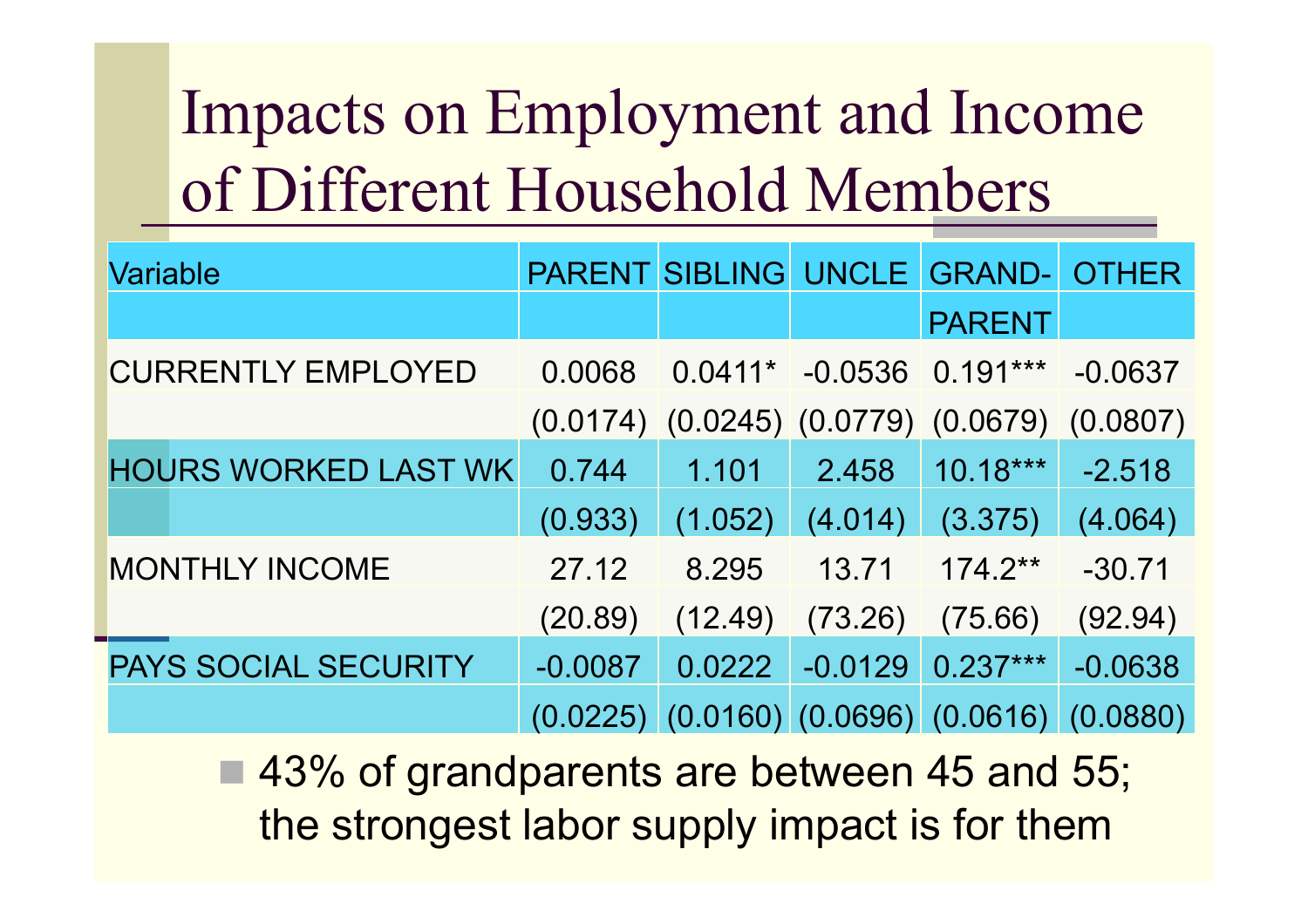# Impacts on Employment and Income of Different Household Members

| Variable | PARENT | SIBLING | UNCLE | GRAND-PARENT | OTHER |
|---|---|---|---|---|---|
| CURRENTLY EMPLOYED | 0.0068 | 0.0411* | -0.0536 | 0.191*** | -0.0637 |
| | (0.0174) | (0.0245) | (0.0779) | (0.0679) | (0.0807) |
| HOURS WORKED LAST WK | 0.744 | 1.101 | 2.458 | 10.18*** | -2.518 |
| | (0.933) | (1.052) | (4.014) | (3.375) | (4.064) |
| MONTHLY INCOME | 27.12 | 8.295 | 13.71 | 174.2** | -30.71 |
| | (20.89) | (12.49) | (73.26) | (75.66) | (92.94) |
| PAYS SOCIAL SECURITY | -0.0087 | 0.0222 | -0.0129 | 0.237*** | -0.0638 |
| | (0.0225) | (0.0160) | (0.0696) | (0.0616) | (0.0880) |

- 43% of grandparents are between 45 and 55; the strongest labor supply impact is for them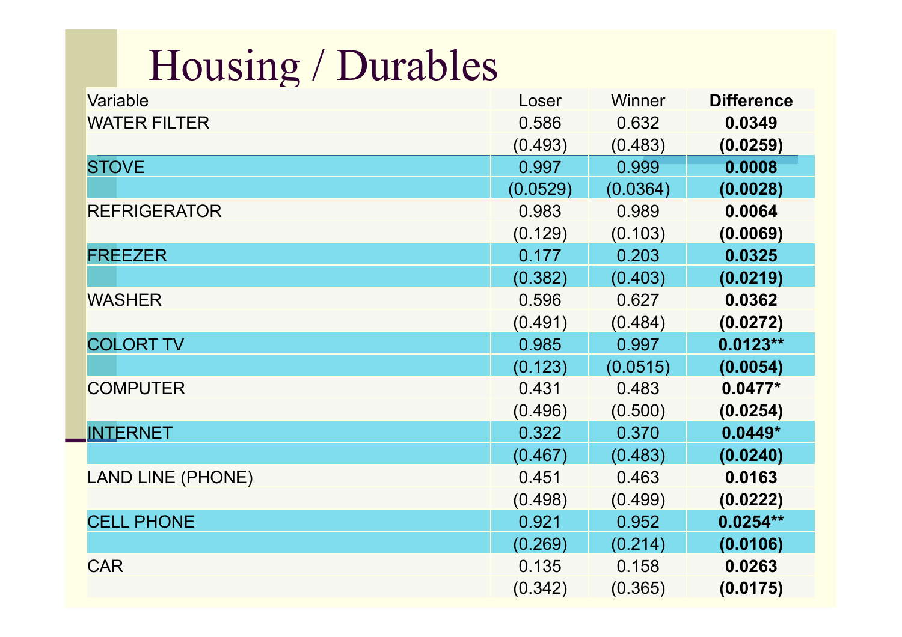# Housing / Durables

| Variable | Loser | Winner | **Difference** |
|---|---|---|---|
| WATER FILTER | 0.586 | 0.632 | **0.0349** |
| | (0.493) | (0.483) | **(0.0259)** |
| STOVE | 0.997 | 0.999 | **0.0008** |
| | (0.0529) | (0.0364) | **(0.0028)** |
| REFRIGERATOR | 0.983 | 0.989 | **0.0064** |
| | (0.129) | (0.103) | **(0.0069)** |
| FREEZER | 0.177 | 0.203 | **0.0325** |
| | (0.382) | (0.403) | **(0.0219)** |
| WASHER | 0.596 | 0.627 | **0.0362** |
| | (0.491) | (0.484) | **(0.0272)** |
| COLORT TV | 0.985 | 0.997 | **0.0123\*\*** |
| | (0.123) | (0.0515) | **(0.0054)** |
| COMPUTER | 0.431 | 0.483 | **0.0477\*** |
| | (0.496) | (0.500) | **(0.0254)** |
| INTERNET | 0.322 | 0.370 | **0.0449\*** |
| | (0.467) | (0.483) | **(0.0240)** |
| LAND LINE (PHONE) | 0.451 | 0.463 | **0.0163** |
| | (0.498) | (0.499) | **(0.0222)** |
| CELL PHONE | 0.921 | 0.952 | **0.0254\*\*** |
| | (0.269) | (0.214) | **(0.0106)** |
| CAR | 0.135 | 0.158 | **0.0263** |
| | (0.342) | (0.365) | **(0.0175)** |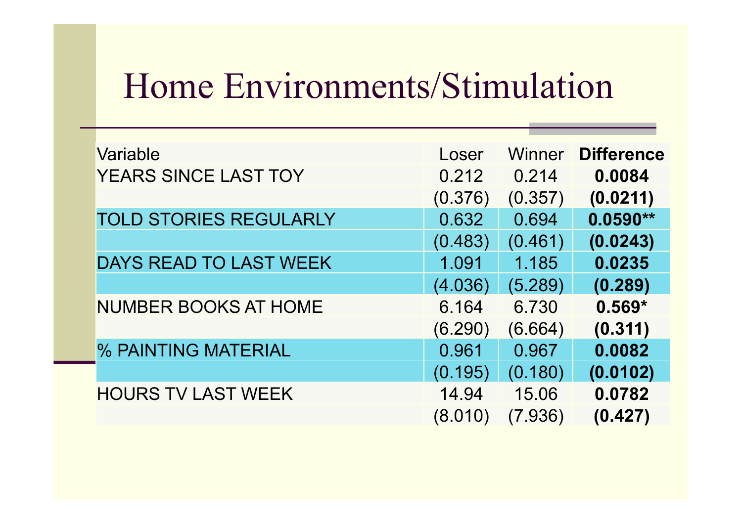# Home Environments/Stimulation

| Variable | Loser | Winner | **Difference** |
|---|---|---|---|
| YEARS SINCE LAST TOY | 0.212 | 0.214 | **0.0084** |
| | (0.376) | (0.357) | **(0.0211)** |
| TOLD STORIES REGULARLY | 0.632 | 0.694 | **0.0590**** |
| | (0.483) | (0.461) | **(0.0243)** |
| DAYS READ TO LAST WEEK | 1.091 | 1.185 | **0.0235** |
| | (4.036) | (5.289) | **(0.289)** |
| NUMBER BOOKS AT HOME | 6.164 | 6.730 | **0.569*** |
| | (6.290) | (6.664) | **(0.311)** |
| % PAINTING MATERIAL | 0.961 | 0.967 | **0.0082** |
| | (0.195) | (0.180) | **(0.0102)** |
| HOURS TV LAST WEEK | 14.94 | 15.06 | **0.0782** |
| | (8.010) | (7.936) | **(0.427)** |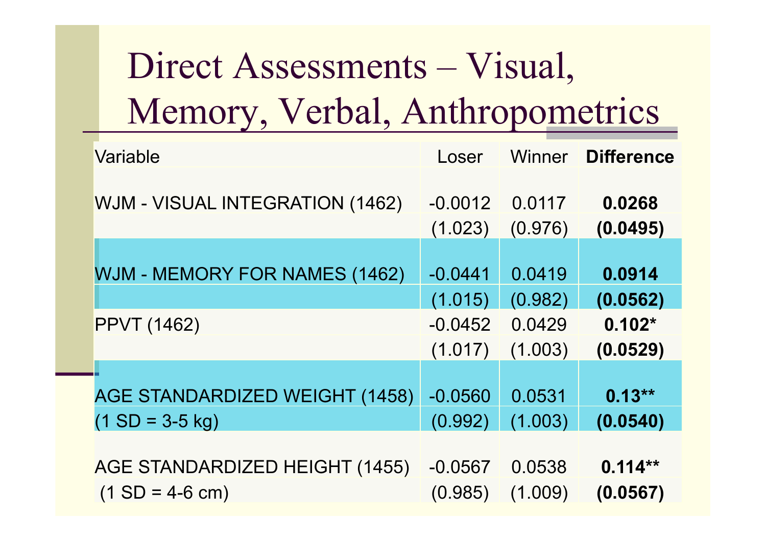# Direct Assessments – Visual, Memory, Verbal, Anthropometrics

| Variable | Loser | Winner | **Difference** |
|---|---|---|---|
| WJM - VISUAL INTEGRATION (1462) | -0.0012 | 0.0117 | **0.0268** |
| | (1.023) | (0.976) | **(0.0495)** |
| WJM - MEMORY FOR NAMES (1462) | -0.0441 | 0.0419 | **0.0914** |
| | (1.015) | (0.982) | **(0.0562)** |
| PPVT (1462) | -0.0452 | 0.0429 | **0.102*** |
| | (1.017) | (1.003) | **(0.0529)** |
| AGE STANDARDIZED WEIGHT (1458) | -0.0560 | 0.0531 | **0.13**** |
| (1 SD = 3-5 kg) | (0.992) | (1.003) | **(0.0540)** |
| AGE STANDARDIZED HEIGHT (1455) | -0.0567 | 0.0538 | **0.114**** |
| (1 SD = 4-6 cm) | (0.985) | (1.009) | **(0.0567)** |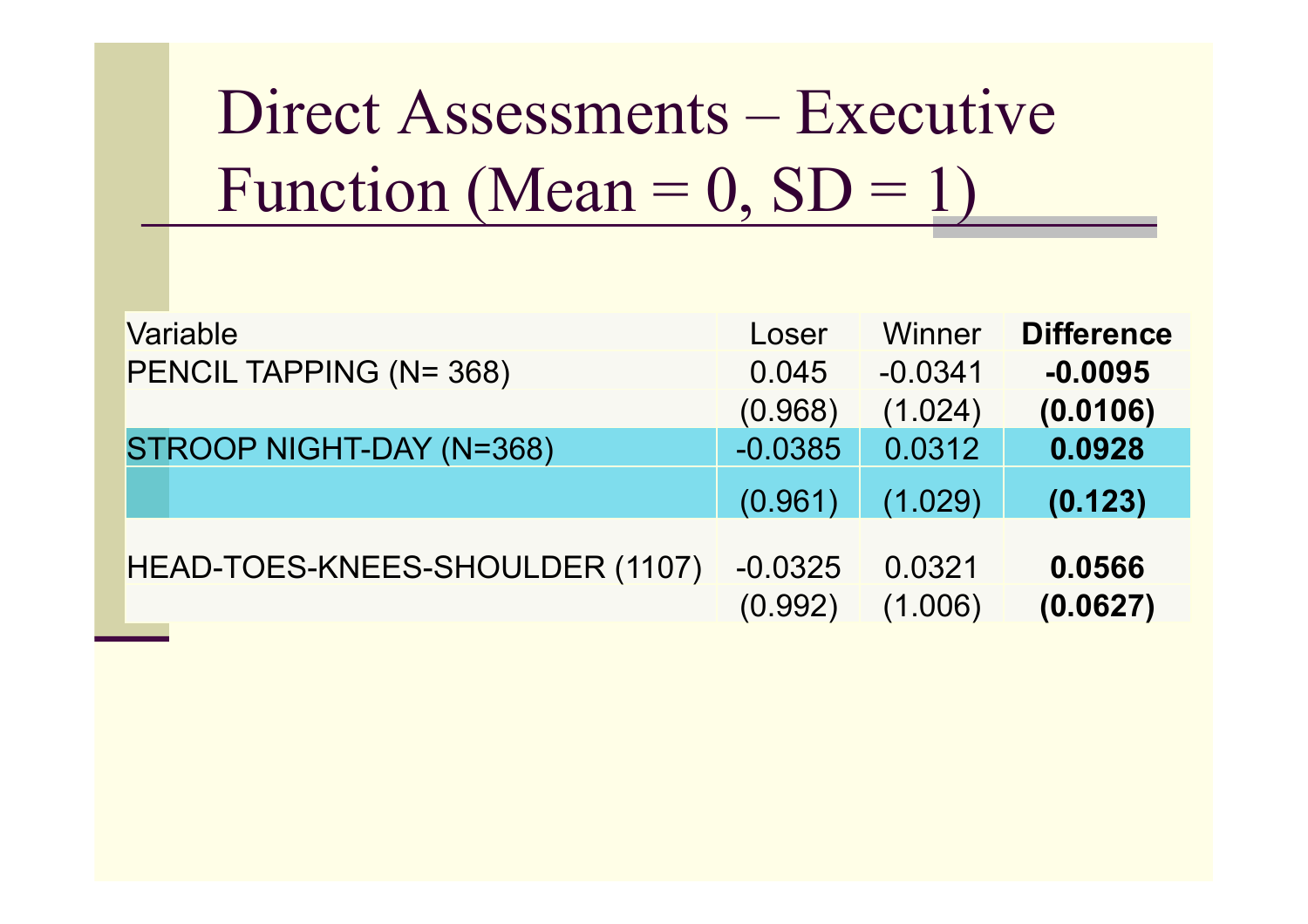# Direct Assessments – Executive Function (Mean = 0, SD = 1)

| Variable | Loser | Winner | **Difference** |
|---|---|---|---|
| PENCIL TAPPING (N= 368) | 0.045 | -0.0341 | **-0.0095** |
| | (0.968) | (1.024) | **(0.0106)** |
| STROOP NIGHT-DAY (N=368) | -0.0385 | 0.0312 | **0.0928** |
| | (0.961) | (1.029) | **(0.123)** |
| HEAD-TOES-KNEES-SHOULDER (1107) | -0.0325 | 0.0321 | **0.0566** |
| | (0.992) | (1.006) | **(0.0627)** |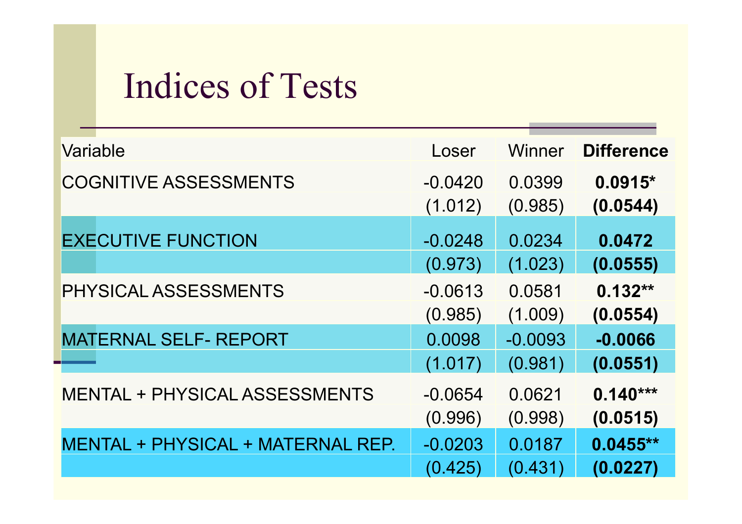# Indices of Tests

| Variable | Loser | Winner | **Difference** |
|---|---|---|---|
| COGNITIVE ASSESSMENTS | -0.0420 | 0.0399 | **0.0915*** |
| | (1.012) | (0.985) | **(0.0544)** |
| EXECUTIVE FUNCTION | -0.0248 | 0.0234 | **0.0472** |
| | (0.973) | (1.023) | **(0.0555)** |
| PHYSICAL ASSESSMENTS | -0.0613 | 0.0581 | **0.132**** |
| | (0.985) | (1.009) | **(0.0554)** |
| MATERNAL SELF- REPORT | 0.0098 | -0.0093 | **-0.0066** |
| | (1.017) | (0.981) | **(0.0551)** |
| MENTAL + PHYSICAL ASSESSMENTS | -0.0654 | 0.0621 | **0.140***** |
| | (0.996) | (0.998) | **(0.0515)** |
| MENTAL + PHYSICAL + MATERNAL REP. | -0.0203 | 0.0187 | **0.0455**** |
| | (0.425) | (0.431) | **(0.0227)** |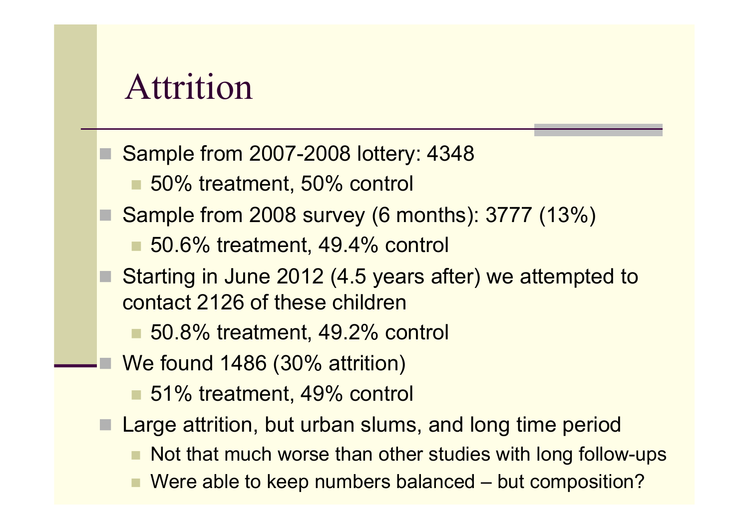# Attrition

- Sample from 2007-2008 lottery: 4348
  - 50% treatment, 50% control
- Sample from 2008 survey (6 months): 3777 (13%)
  - 50.6% treatment, 49.4% control
- Starting in June 2012 (4.5 years after) we attempted to contact 2126 of these children
  - 50.8% treatment, 49.2% control
- We found 1486 (30% attrition)
  - 51% treatment, 49% control
- Large attrition, but urban slums, and long time period
  - Not that much worse than other studies with long follow-ups
  - Were able to keep numbers balanced – but composition?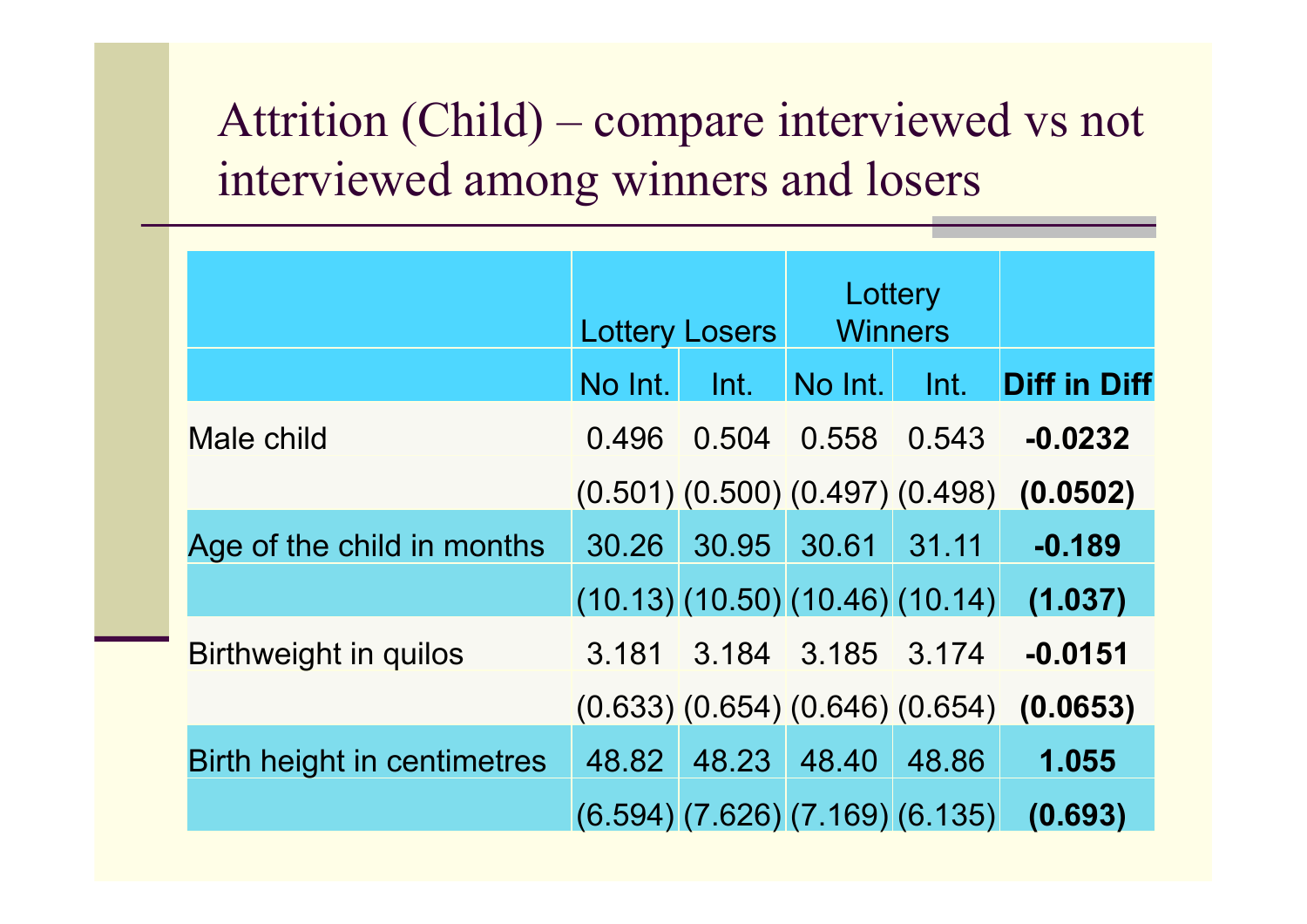# Attrition (Child) – compare interviewed vs not interviewed among winners and losers

| | Lottery Losers | | Lottery Winners | | |
|---|---|---|---|---|---|
| | No Int. | Int. | No Int. | Int. | **Diff in Diff** |
| Male child | 0.496 | 0.504 | 0.558 | 0.543 | **-0.0232** |
| | (0.501) | (0.500) | (0.497) | (0.498) | **(0.0502)** |
| Age of the child in months | 30.26 | 30.95 | 30.61 | 31.11 | **-0.189** |
| | (10.13) | (10.50) | (10.46) | (10.14) | **(1.037)** |
| Birthweight in quilos | 3.181 | 3.184 | 3.185 | 3.174 | **-0.0151** |
| | (0.633) | (0.654) | (0.646) | (0.654) | **(0.0653)** |
| Birth height in centimetres | 48.82 | 48.23 | 48.40 | 48.86 | **1.055** |
| | (6.594) | (7.626) | (7.169) | (6.135) | **(0.693)** |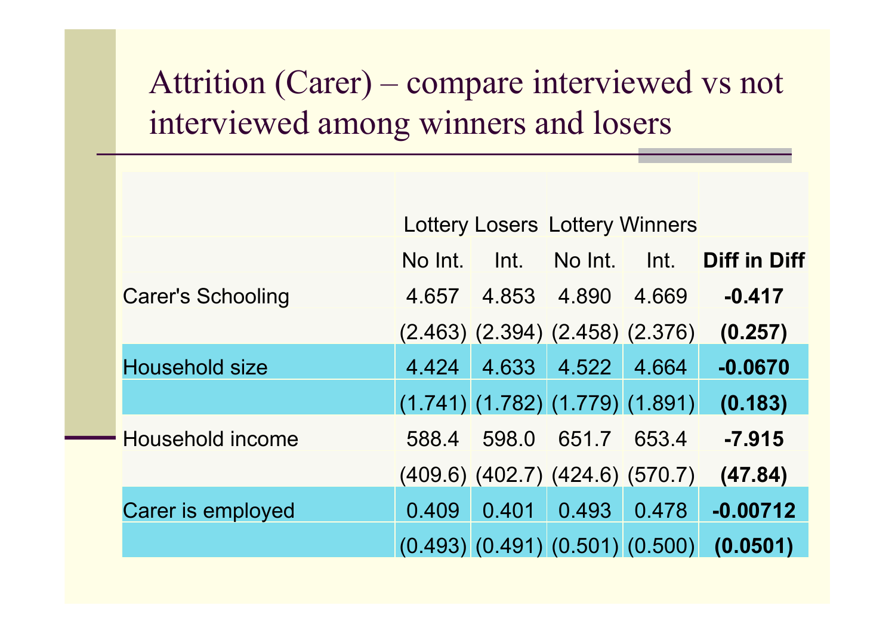# Attrition (Carer) – compare interviewed vs not interviewed among winners and losers

| | Lottery Losers | | Lottery Winners | | |
|---|---|---|---|---|---|
| | No Int. | Int. | No Int. | Int. | **Diff in Diff** |
| Carer's Schooling | 4.657 | 4.853 | 4.890 | 4.669 | **-0.417** |
| | (2.463) | (2.394) | (2.458) | (2.376) | **(0.257)** |
| Household size | 4.424 | 4.633 | 4.522 | 4.664 | **-0.0670** |
| | (1.741) | (1.782) | (1.779) | (1.891) | **(0.183)** |
| Household income | 588.4 | 598.0 | 651.7 | 653.4 | **-7.915** |
| | (409.6) | (402.7) | (424.6) | (570.7) | **(47.84)** |
| Carer is employed | 0.409 | 0.401 | 0.493 | 0.478 | **-0.00712** |
| | (0.493) | (0.491) | (0.501) | (0.500) | **(0.0501)** |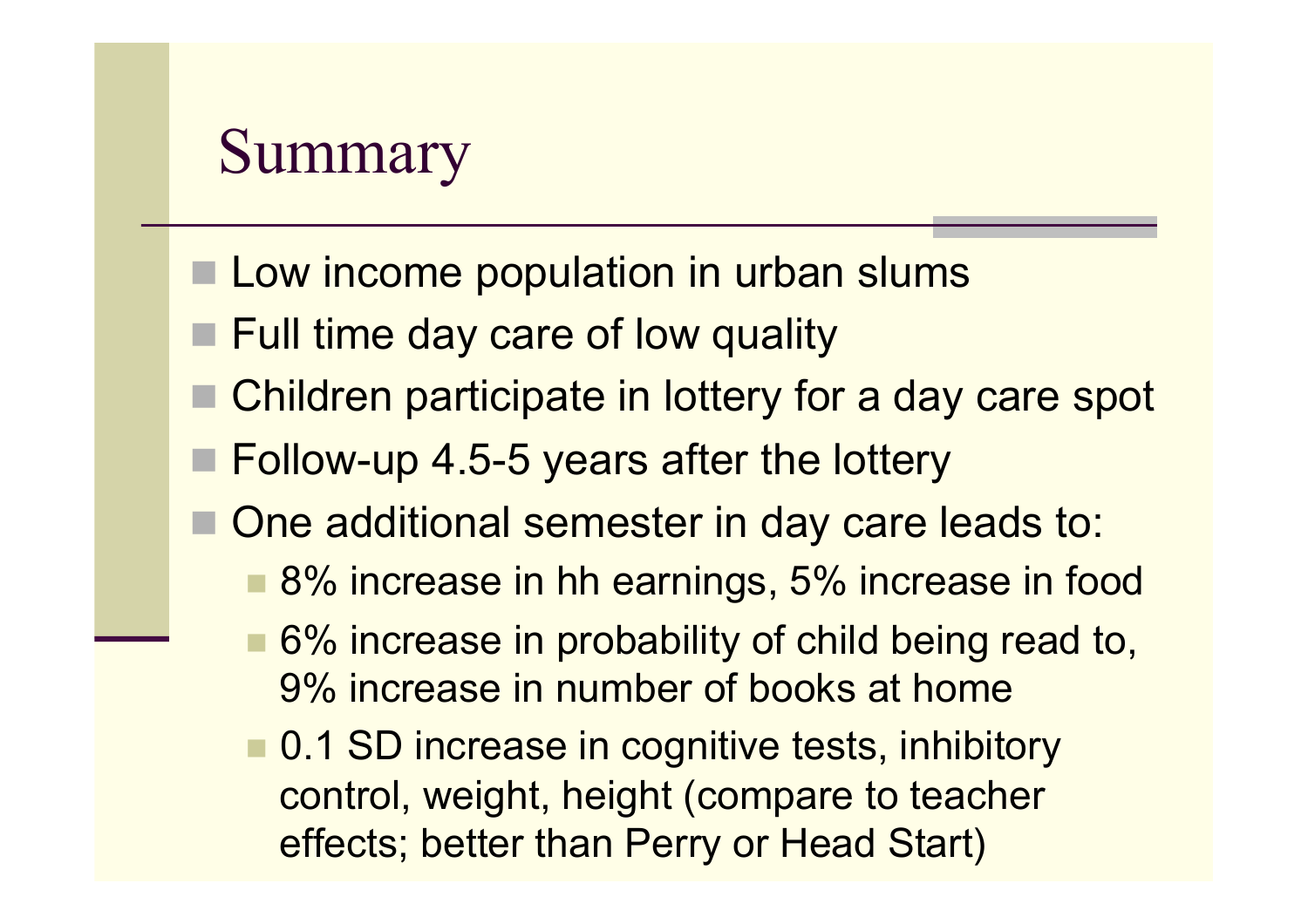# Summary

- Low income population in urban slums
- Full time day care of low quality
- Children participate in lottery for a day care spot
- Follow-up 4.5-5 years after the lottery
- One additional semester in day care leads to:
  - 8% increase in hh earnings, 5% increase in food
  - 6% increase in probability of child being read to, 9% increase in number of books at home
  - 0.1 SD increase in cognitive tests, inhibitory control, weight, height (compare to teacher effects; better than Perry or Head Start)